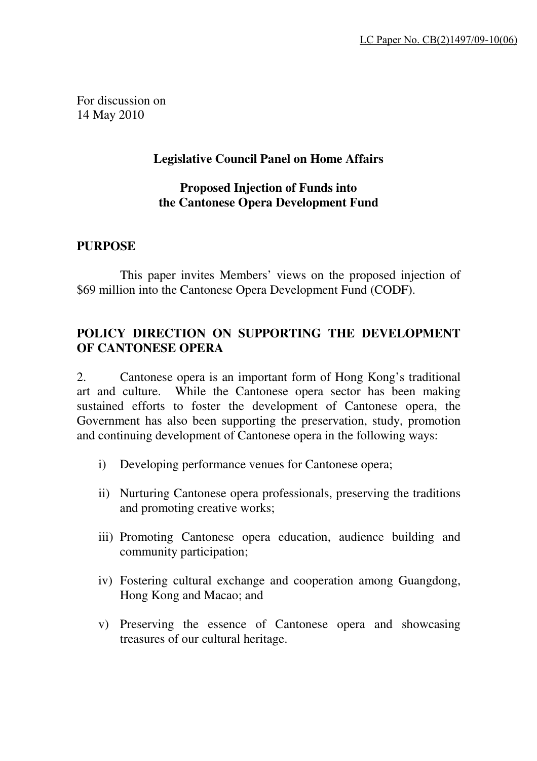LC Paper No. CB(2)1497/09-10(06)

For discussion on
14 May 2010

**Legislative Council Panel on Home Affairs**

**Proposed Injection of Funds into the Cantonese Opera Development Fund**

## PURPOSE

This paper invites Members' views on the proposed injection of $69 million into the Cantonese Opera Development Fund (CODF).

## POLICY DIRECTION ON SUPPORTING THE DEVELOPMENT OF CANTONESE OPERA

2. Cantonese opera is an important form of Hong Kong's traditional art and culture. While the Cantonese opera sector has been making sustained efforts to foster the development of Cantonese opera, the Government has also been supporting the preservation, study, promotion and continuing development of Cantonese opera in the following ways:

i) Developing performance venues for Cantonese opera;

ii) Nurturing Cantonese opera professionals, preserving the traditions and promoting creative works;

iii) Promoting Cantonese opera education, audience building and community participation;

iv) Fostering cultural exchange and cooperation among Guangdong, Hong Kong and Macao; and

v) Preserving the essence of Cantonese opera and showcasing treasures of our cultural heritage.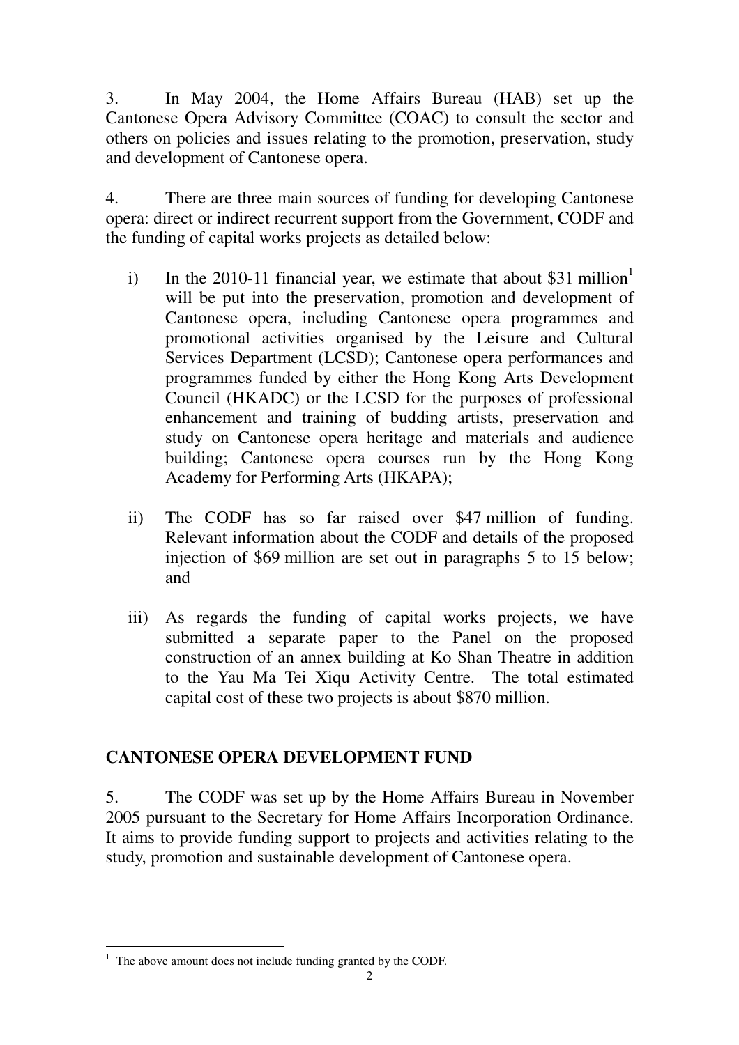3. In May 2004, the Home Affairs Bureau (HAB) set up the Cantonese Opera Advisory Committee (COAC) to consult the sector and others on policies and issues relating to the promotion, preservation, study and development of Cantonese opera.

4. There are three main sources of funding for developing Cantonese opera: direct or indirect recurrent support from the Government, CODF and the funding of capital works projects as detailed below:

i) In the 2010-11 financial year, we estimate that about $31 million[1] will be put into the preservation, promotion and development of Cantonese opera, including Cantonese opera programmes and promotional activities organised by the Leisure and Cultural Services Department (LCSD); Cantonese opera performances and programmes funded by either the Hong Kong Arts Development Council (HKADC) or the LCSD for the purposes of professional enhancement and training of budding artists, preservation and study on Cantonese opera heritage and materials and audience building; Cantonese opera courses run by the Hong Kong Academy for Performing Arts (HKAPA);

ii) The CODF has so far raised over $47 million of funding. Relevant information about the CODF and details of the proposed injection of $69 million are set out in paragraphs 5 to 15 below; and

iii) As regards the funding of capital works projects, we have submitted a separate paper to the Panel on the proposed construction of an annex building at Ko Shan Theatre in addition to the Yau Ma Tei Xiqu Activity Centre. The total estimated capital cost of these two projects is about $870 million.

## CANTONESE OPERA DEVELOPMENT FUND

5. The CODF was set up by the Home Affairs Bureau in November 2005 pursuant to the Secretary for Home Affairs Incorporation Ordinance. It aims to provide funding support to projects and activities relating to the study, promotion and sustainable development of Cantonese opera.

---

[1] The above amount does not include funding granted by the CODF.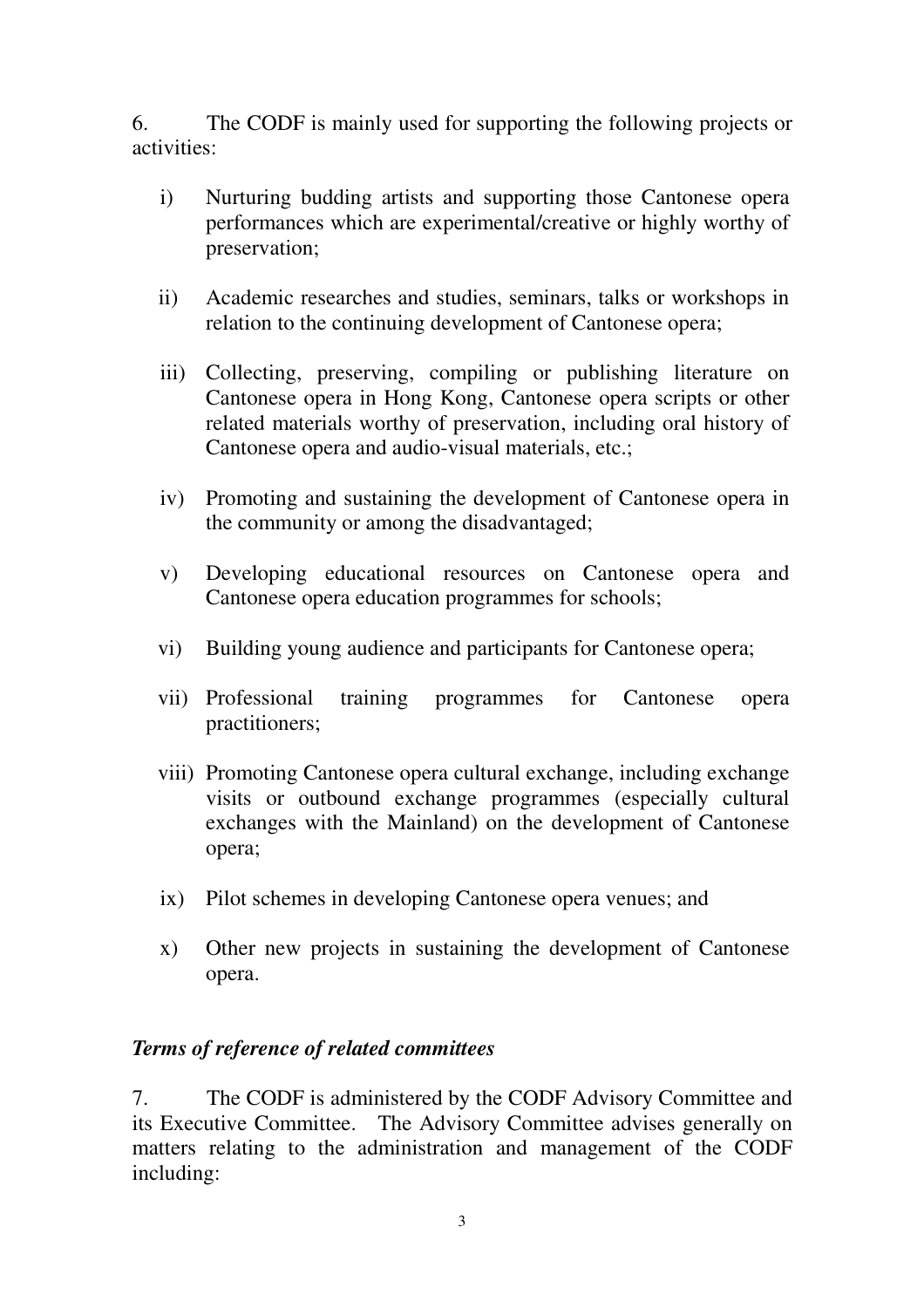6. The CODF is mainly used for supporting the following projects or activities:

i) Nurturing budding artists and supporting those Cantonese opera performances which are experimental/creative or highly worthy of preservation;

ii) Academic researches and studies, seminars, talks or workshops in relation to the continuing development of Cantonese opera;

iii) Collecting, preserving, compiling or publishing literature on Cantonese opera in Hong Kong, Cantonese opera scripts or other related materials worthy of preservation, including oral history of Cantonese opera and audio-visual materials, etc.;

iv) Promoting and sustaining the development of Cantonese opera in the community or among the disadvantaged;

v) Developing educational resources on Cantonese opera and Cantonese opera education programmes for schools;

vi) Building young audience and participants for Cantonese opera;

vii) Professional training programmes for Cantonese opera practitioners;

viii) Promoting Cantonese opera cultural exchange, including exchange visits or outbound exchange programmes (especially cultural exchanges with the Mainland) on the development of Cantonese opera;

ix) Pilot schemes in developing Cantonese opera venues; and

x) Other new projects in sustaining the development of Cantonese opera.

### *Terms of reference of related committees*

7. The CODF is administered by the CODF Advisory Committee and its Executive Committee. The Advisory Committee advises generally on matters relating to the administration and management of the CODF including: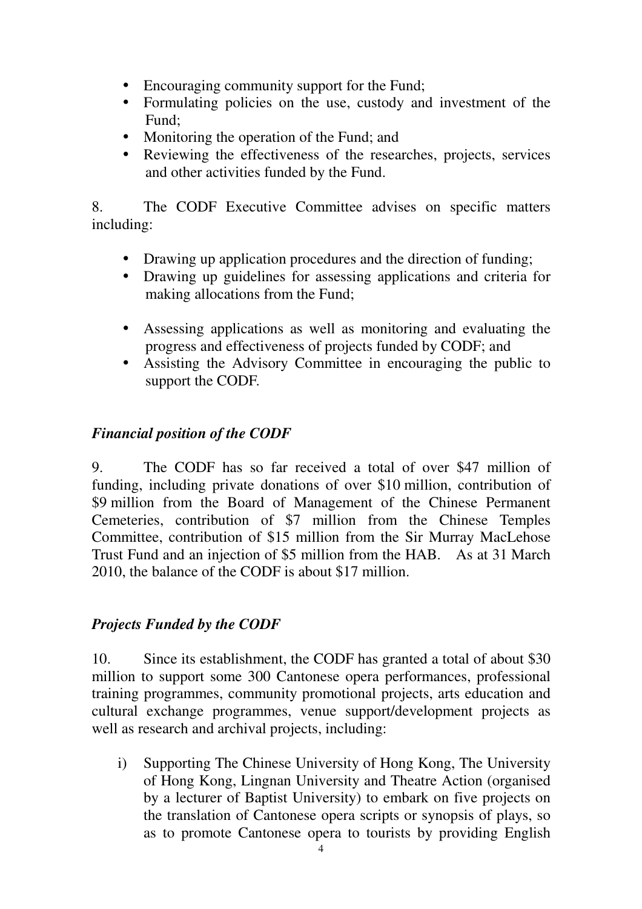- Encouraging community support for the Fund;
- Formulating policies on the use, custody and investment of the Fund;
- Monitoring the operation of the Fund; and
- Reviewing the effectiveness of the researches, projects, services and other activities funded by the Fund.

8. The CODF Executive Committee advises on specific matters including:

- Drawing up application procedures and the direction of funding;
- Drawing up guidelines for assessing applications and criteria for making allocations from the Fund;
- Assessing applications as well as monitoring and evaluating the progress and effectiveness of projects funded by CODF; and
- Assisting the Advisory Committee in encouraging the public to support the CODF.

### *Financial position of the CODF*

9. The CODF has so far received a total of over $47 million of funding, including private donations of over $10 million, contribution of $9 million from the Board of Management of the Chinese Permanent Cemeteries, contribution of $7 million from the Chinese Temples Committee, contribution of $15 million from the Sir Murray MacLehose Trust Fund and an injection of $5 million from the HAB. As at 31 March 2010, the balance of the CODF is about $17 million.

### *Projects Funded by the CODF*

10. Since its establishment, the CODF has granted a total of about $30 million to support some 300 Cantonese opera performances, professional training programmes, community promotional projects, arts education and cultural exchange programmes, venue support/development projects as well as research and archival projects, including:

i) Supporting The Chinese University of Hong Kong, The University of Hong Kong, Lingnan University and Theatre Action (organised by a lecturer of Baptist University) to embark on five projects on the translation of Cantonese opera scripts or synopsis of plays, so as to promote Cantonese opera to tourists by providing English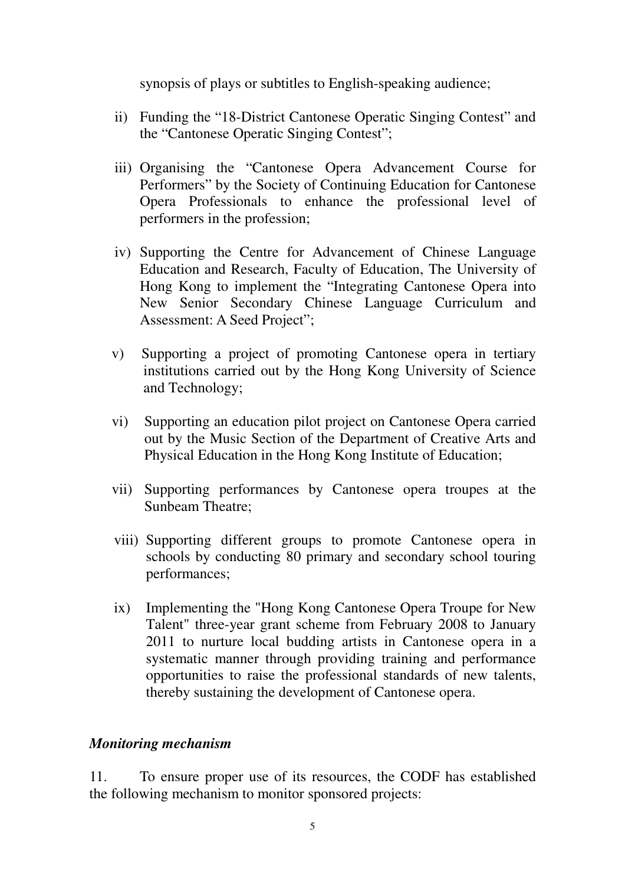synopsis of plays or subtitles to English-speaking audience;

ii) Funding the "18-District Cantonese Operatic Singing Contest" and the "Cantonese Operatic Singing Contest";

iii) Organising the "Cantonese Opera Advancement Course for Performers" by the Society of Continuing Education for Cantonese Opera Professionals to enhance the professional level of performers in the profession;

iv) Supporting the Centre for Advancement of Chinese Language Education and Research, Faculty of Education, The University of Hong Kong to implement the "Integrating Cantonese Opera into New Senior Secondary Chinese Language Curriculum and Assessment: A Seed Project";

v) Supporting a project of promoting Cantonese opera in tertiary institutions carried out by the Hong Kong University of Science and Technology;

vi) Supporting an education pilot project on Cantonese Opera carried out by the Music Section of the Department of Creative Arts and Physical Education in the Hong Kong Institute of Education;

vii) Supporting performances by Cantonese opera troupes at the Sunbeam Theatre;

viii) Supporting different groups to promote Cantonese opera in schools by conducting 80 primary and secondary school touring performances;

ix) Implementing the "Hong Kong Cantonese Opera Troupe for New Talent" three-year grant scheme from February 2008 to January 2011 to nurture local budding artists in Cantonese opera in a systematic manner through providing training and performance opportunities to raise the professional standards of new talents, thereby sustaining the development of Cantonese opera.

***Monitoring mechanism***

11. To ensure proper use of its resources, the CODF has established the following mechanism to monitor sponsored projects: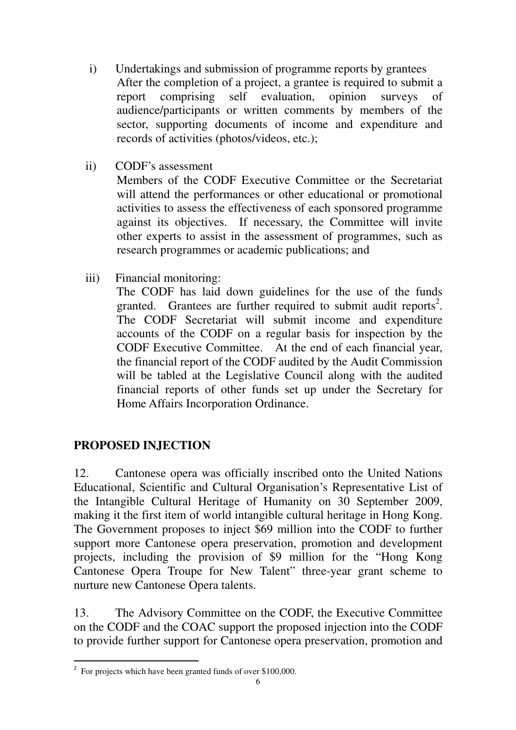i) Undertakings and submission of programme reports by grantees
After the completion of a project, a grantee is required to submit a report comprising self evaluation, opinion surveys of audience/participants or written comments by members of the sector, supporting documents of income and expenditure and records of activities (photos/videos, etc.);

ii) CODF's assessment
Members of the CODF Executive Committee or the Secretariat will attend the performances or other educational or promotional activities to assess the effectiveness of each sponsored programme against its objectives. If necessary, the Committee will invite other experts to assist in the assessment of programmes, such as research programmes or academic publications; and

iii) Financial monitoring:
The CODF has laid down guidelines for the use of the funds granted. Grantees are further required to submit audit reports[2]. The CODF Secretariat will submit income and expenditure accounts of the CODF on a regular basis for inspection by the CODF Executive Committee. At the end of each financial year, the financial report of the CODF audited by the Audit Commission will be tabled at the Legislative Council along with the audited financial reports of other funds set up under the Secretary for Home Affairs Incorporation Ordinance.

## PROPOSED INJECTION

12. Cantonese opera was officially inscribed onto the United Nations Educational, Scientific and Cultural Organisation's Representative List of the Intangible Cultural Heritage of Humanity on 30 September 2009, making it the first item of world intangible cultural heritage in Hong Kong. The Government proposes to inject $69 million into the CODF to further support more Cantonese opera preservation, promotion and development projects, including the provision of $9 million for the "Hong Kong Cantonese Opera Troupe for New Talent" three-year grant scheme to nurture new Cantonese Opera talents.

13. The Advisory Committee on the CODF, the Executive Committee on the CODF and the COAC support the proposed injection into the CODF to provide further support for Cantonese opera preservation, promotion and

---

[2] For projects which have been granted funds of over $100,000.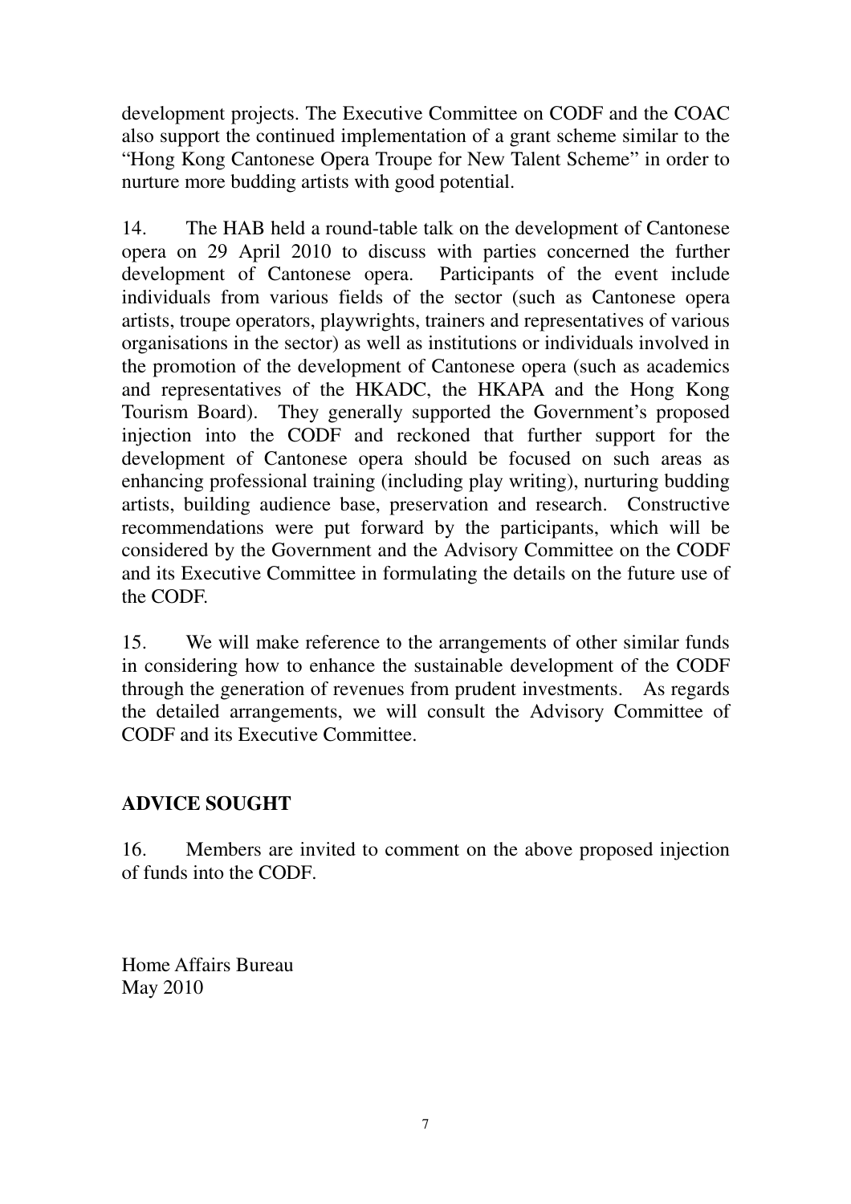development projects. The Executive Committee on CODF and the COAC also support the continued implementation of a grant scheme similar to the "Hong Kong Cantonese Opera Troupe for New Talent Scheme" in order to nurture more budding artists with good potential.

14. The HAB held a round-table talk on the development of Cantonese opera on 29 April 2010 to discuss with parties concerned the further development of Cantonese opera. Participants of the event include individuals from various fields of the sector (such as Cantonese opera artists, troupe operators, playwrights, trainers and representatives of various organisations in the sector) as well as institutions or individuals involved in the promotion of the development of Cantonese opera (such as academics and representatives of the HKADC, the HKAPA and the Hong Kong Tourism Board). They generally supported the Government's proposed injection into the CODF and reckoned that further support for the development of Cantonese opera should be focused on such areas as enhancing professional training (including play writing), nurturing budding artists, building audience base, preservation and research. Constructive recommendations were put forward by the participants, which will be considered by the Government and the Advisory Committee on the CODF and its Executive Committee in formulating the details on the future use of the CODF.

15. We will make reference to the arrangements of other similar funds in considering how to enhance the sustainable development of the CODF through the generation of revenues from prudent investments. As regards the detailed arrangements, we will consult the Advisory Committee of CODF and its Executive Committee.

## ADVICE SOUGHT

16. Members are invited to comment on the above proposed injection of funds into the CODF.

Home Affairs Bureau
May 2010